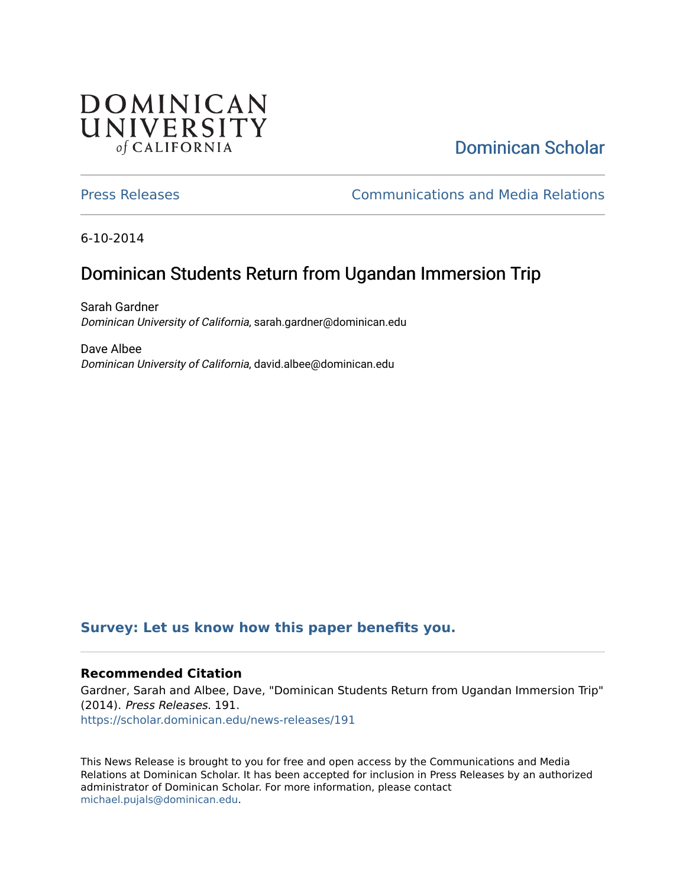DOMINICAN UNIVERSITY *of* CALIFORNIA

Dominican Scholar

Press Releases | Communications and Media Relations

6-10-2014

# Dominican Students Return from Ugandan Immersion Trip

Sarah Gardner
*Dominican University of California*, sarah.gardner@dominican.edu

Dave Albee
*Dominican University of California*, david.albee@dominican.edu

**Survey: Let us know how this paper benefits you.**

### Recommended Citation

Gardner, Sarah and Albee, Dave, "Dominican Students Return from Ugandan Immersion Trip" (2014). *Press Releases*. 191.
https://scholar.dominican.edu/news-releases/191

This News Release is brought to you for free and open access by the Communications and Media Relations at Dominican Scholar. It has been accepted for inclusion in Press Releases by an authorized administrator of Dominican Scholar. For more information, please contact michael.pujals@dominican.edu.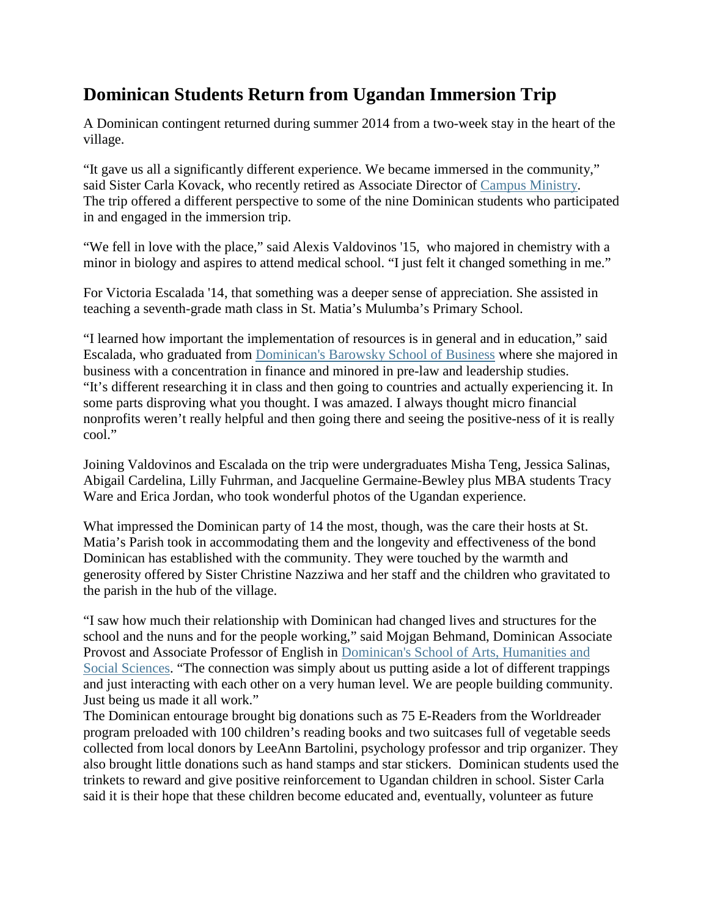## Dominican Students Return from Ugandan Immersion Trip

A Dominican contingent returned during summer 2014 from a two-week stay in the heart of the village.

"It gave us all a significantly different experience. We became immersed in the community," said Sister Carla Kovack, who recently retired as Associate Director of Campus Ministry.
The trip offered a different perspective to some of the nine Dominican students who participated in and engaged in the immersion trip.

"We fell in love with the place," said Alexis Valdovinos '15, who majored in chemistry with a minor in biology and aspires to attend medical school. "I just felt it changed something in me."

For Victoria Escalada '14, that something was a deeper sense of appreciation. She assisted in teaching a seventh-grade math class in St. Matia's Mulumba's Primary School.

"I learned how important the implementation of resources is in general and in education," said Escalada, who graduated from Dominican's Barowsky School of Business where she majored in business with a concentration in finance and minored in pre-law and leadership studies.
"It's different researching it in class and then going to countries and actually experiencing it. In some parts disproving what you thought. I was amazed. I always thought micro financial nonprofits weren't really helpful and then going there and seeing the positive-ness of it is really cool."

Joining Valdovinos and Escalada on the trip were undergraduates Misha Teng, Jessica Salinas, Abigail Cardelina, Lilly Fuhrman, and Jacqueline Germaine-Bewley plus MBA students Tracy Ware and Erica Jordan, who took wonderful photos of the Ugandan experience.

What impressed the Dominican party of 14 the most, though, was the care their hosts at St. Matia's Parish took in accommodating them and the longevity and effectiveness of the bond Dominican has established with the community. They were touched by the warmth and generosity offered by Sister Christine Nazziwa and her staff and the children who gravitated to the parish in the hub of the village.

"I saw how much their relationship with Dominican had changed lives and structures for the school and the nuns and for the people working," said Mojgan Behmand, Dominican Associate Provost and Associate Professor of English in Dominican's School of Arts, Humanities and Social Sciences. "The connection was simply about us putting aside a lot of different trappings and just interacting with each other on a very human level. We are people building community. Just being us made it all work."
The Dominican entourage brought big donations such as 75 E-Readers from the Worldreader program preloaded with 100 children's reading books and two suitcases full of vegetable seeds collected from local donors by LeeAnn Bartolini, psychology professor and trip organizer. They also brought little donations such as hand stamps and star stickers. Dominican students used the trinkets to reward and give positive reinforcement to Ugandan children in school. Sister Carla said it is their hope that these children become educated and, eventually, volunteer as future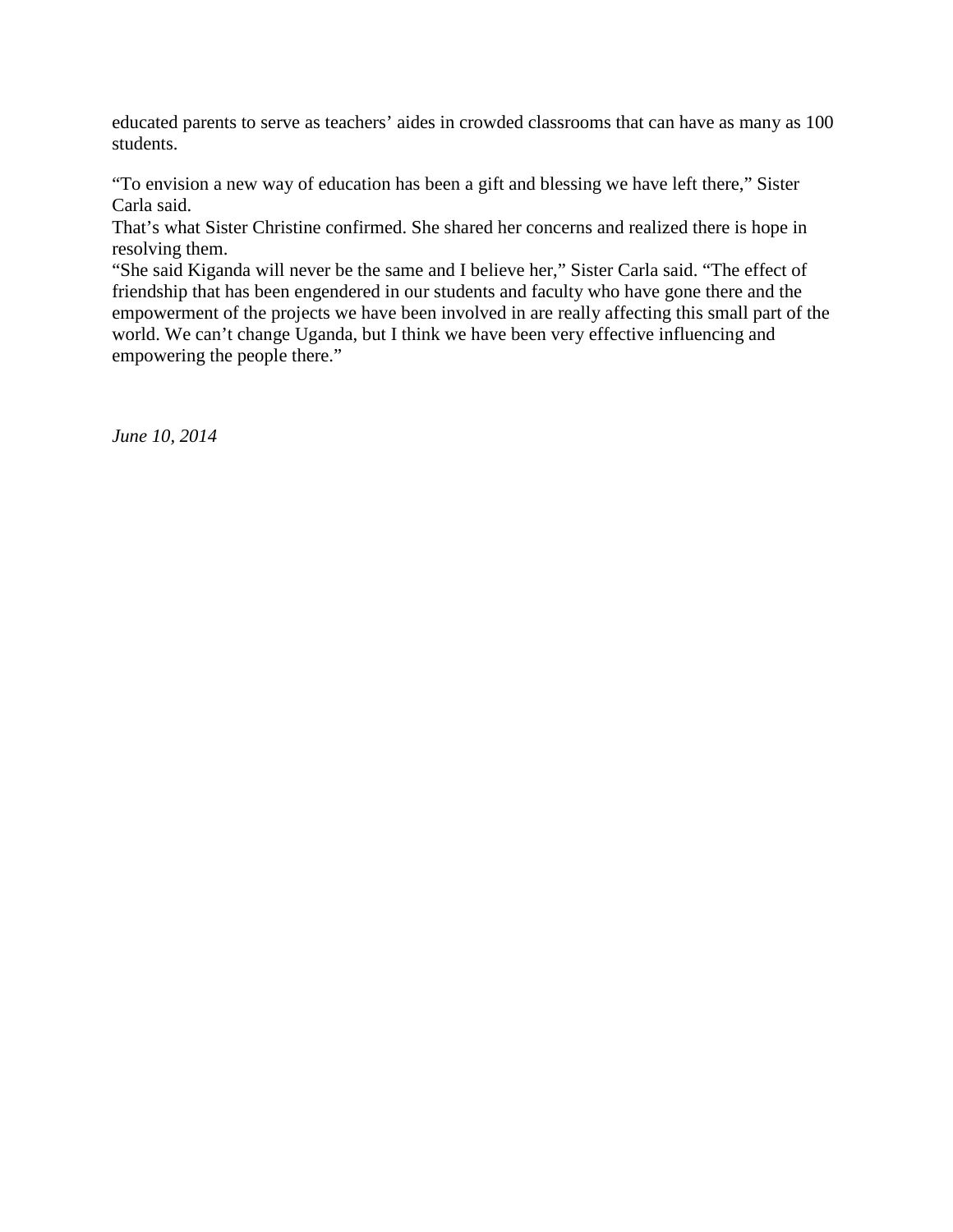educated parents to serve as teachers' aides in crowded classrooms that can have as many as 100 students.

"To envision a new way of education has been a gift and blessing we have left there," Sister Carla said.

That's what Sister Christine confirmed. She shared her concerns and realized there is hope in resolving them.

"She said Kiganda will never be the same and I believe her," Sister Carla said. "The effect of friendship that has been engendered in our students and faculty who have gone there and the empowerment of the projects we have been involved in are really affecting this small part of the world. We can't change Uganda, but I think we have been very effective influencing and empowering the people there."

*June 10, 2014*